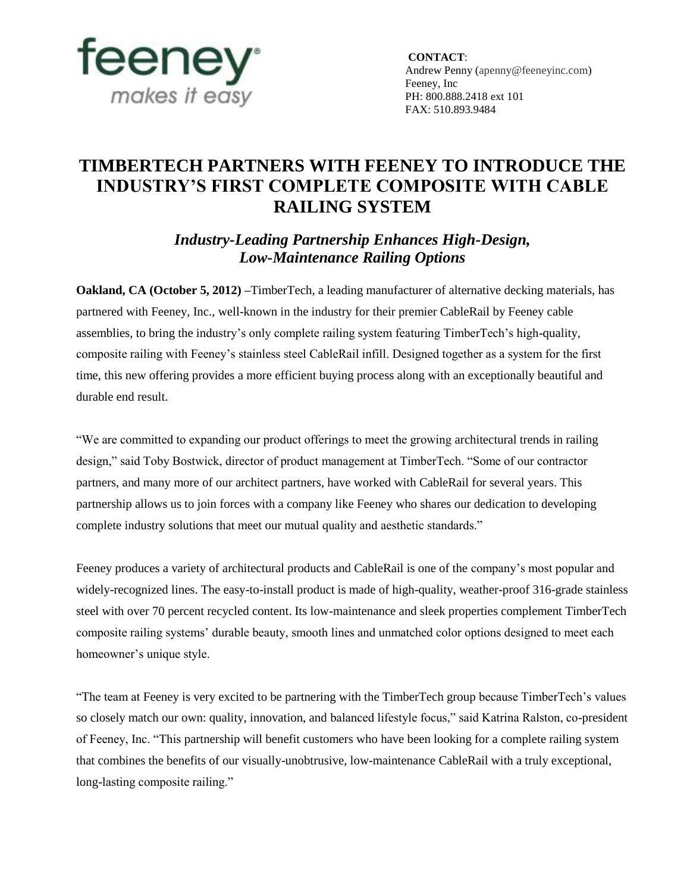feeney
*makes it easy*

**CONTACT**:
Andrew Penny (apenny@feeneyinc.com)
Feeney, Inc
PH: 800.888.2418 ext 101
FAX: 510.893.9484

# TIMBERTECH PARTNERS WITH FEENEY TO INTRODUCE THE INDUSTRY'S FIRST COMPLETE COMPOSITE WITH CABLE RAILING SYSTEM

## *Industry-Leading Partnership Enhances High-Design, Low-Maintenance Railing Options*

**Oakland, CA (October 5, 2012)** –TimberTech, a leading manufacturer of alternative decking materials, has partnered with Feeney, Inc., well-known in the industry for their premier CableRail by Feeney cable assemblies, to bring the industry's only complete railing system featuring TimberTech's high-quality, composite railing with Feeney's stainless steel CableRail infill. Designed together as a system for the first time, this new offering provides a more efficient buying process along with an exceptionally beautiful and durable end result.

"We are committed to expanding our product offerings to meet the growing architectural trends in railing design," said Toby Bostwick, director of product management at TimberTech. "Some of our contractor partners, and many more of our architect partners, have worked with CableRail for several years. This partnership allows us to join forces with a company like Feeney who shares our dedication to developing complete industry solutions that meet our mutual quality and aesthetic standards."

Feeney produces a variety of architectural products and CableRail is one of the company's most popular and widely-recognized lines. The easy-to-install product is made of high-quality, weather-proof 316-grade stainless steel with over 70 percent recycled content. Its low-maintenance and sleek properties complement TimberTech composite railing systems' durable beauty, smooth lines and unmatched color options designed to meet each homeowner's unique style.

"The team at Feeney is very excited to be partnering with the TimberTech group because TimberTech's values so closely match our own: quality, innovation, and balanced lifestyle focus," said Katrina Ralston, co-president of Feeney, Inc. "This partnership will benefit customers who have been looking for a complete railing system that combines the benefits of our visually-unobtrusive, low-maintenance CableRail with a truly exceptional, long-lasting composite railing."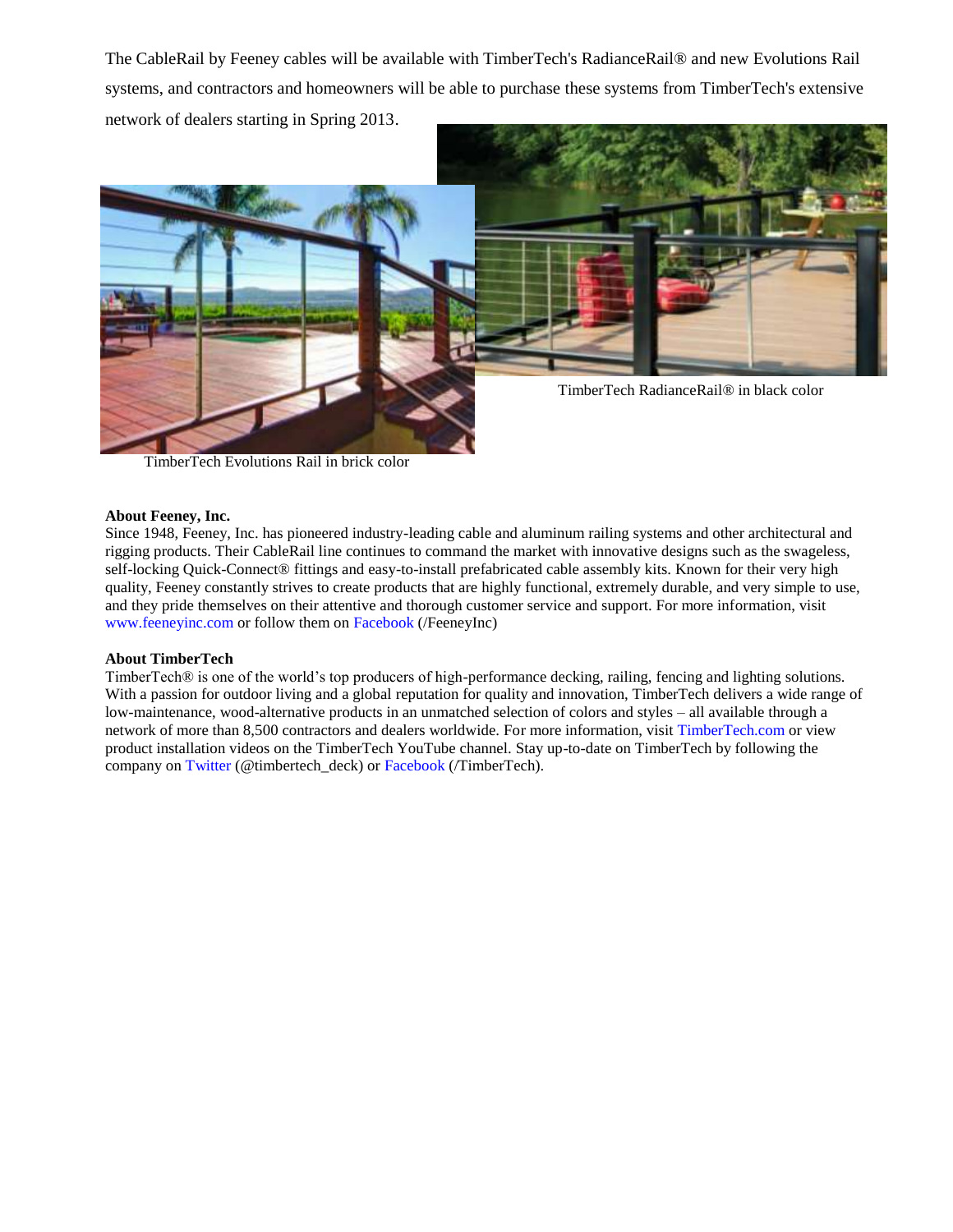The CableRail by Feeney cables will be available with TimberTech's RadianceRail® and new Evolutions Rail systems, and contractors and homeowners will be able to purchase these systems from TimberTech's extensive network of dealers starting in Spring 2013.

TimberTech RadianceRail® in black color

TimberTech Evolutions Rail in brick color

**About Feeney, Inc.**

Since 1948, Feeney, Inc. has pioneered industry-leading cable and aluminum railing systems and other architectural and rigging products. Their CableRail line continues to command the market with innovative designs such as the swageless, self-locking Quick-Connect® fittings and easy-to-install prefabricated cable assembly kits. Known for their very high quality, Feeney constantly strives to create products that are highly functional, extremely durable, and very simple to use, and they pride themselves on their attentive and thorough customer service and support. For more information, visit www.feeneyinc.com or follow them on Facebook (/FeeneyInc)

**About TimberTech**

TimberTech® is one of the world's top producers of high-performance decking, railing, fencing and lighting solutions. With a passion for outdoor living and a global reputation for quality and innovation, TimberTech delivers a wide range of low-maintenance, wood-alternative products in an unmatched selection of colors and styles – all available through a network of more than 8,500 contractors and dealers worldwide. For more information, visit TimberTech.com or view product installation videos on the TimberTech YouTube channel. Stay up-to-date on TimberTech by following the company on Twitter (@timbertech_deck) or Facebook (/TimberTech).